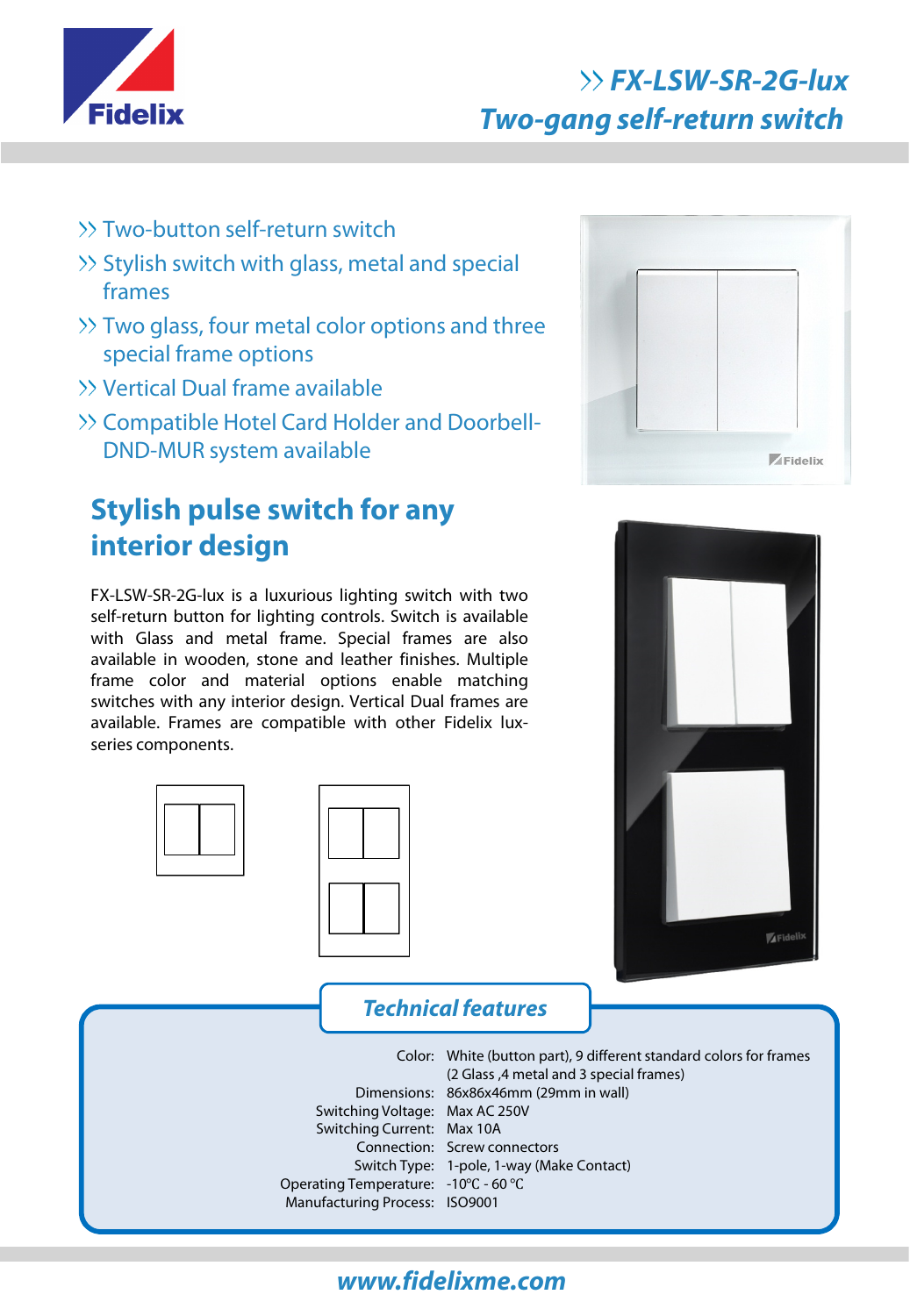# >> FX-LSW-SR-2G-lux
## Two-gang self-return switch

- >> Two-button self-return switch
- >> Stylish switch with glass, metal and special frames
- >> Two glass, four metal color options and three special frame options
- >> Vertical Dual frame available
- >> Compatible Hotel Card Holder and Doorbell-DND-MUR system available

## Stylish pulse switch for any interior design

FX-LSW-SR-2G-lux is a luxurious lighting switch with two self-return button for lighting controls. Switch is available with Glass and metal frame. Special frames are also available in wooden, stone and leather finishes. Multiple frame color and material options enable matching switches with any interior design. Vertical Dual frames are available. Frames are compatible with other Fidelix lux-series components.

## Technical features

| | |
|---|---|
| Color: | White (button part), 9 different standard colors for frames (2 Glass ,4 metal and 3 special frames) |
| Dimensions: | 86x86x46mm (29mm in wall) |
| Switching Voltage: | Max AC 250V |
| Switching Current: | Max 10A |
| Connection: | Screw connectors |
| Switch Type: | 1-pole, 1-way (Make Contact) |
| Operating Temperature: | -10°C - 60 °C |
| Manufacturing Process: | ISO9001 |

**www.fidelixme.com**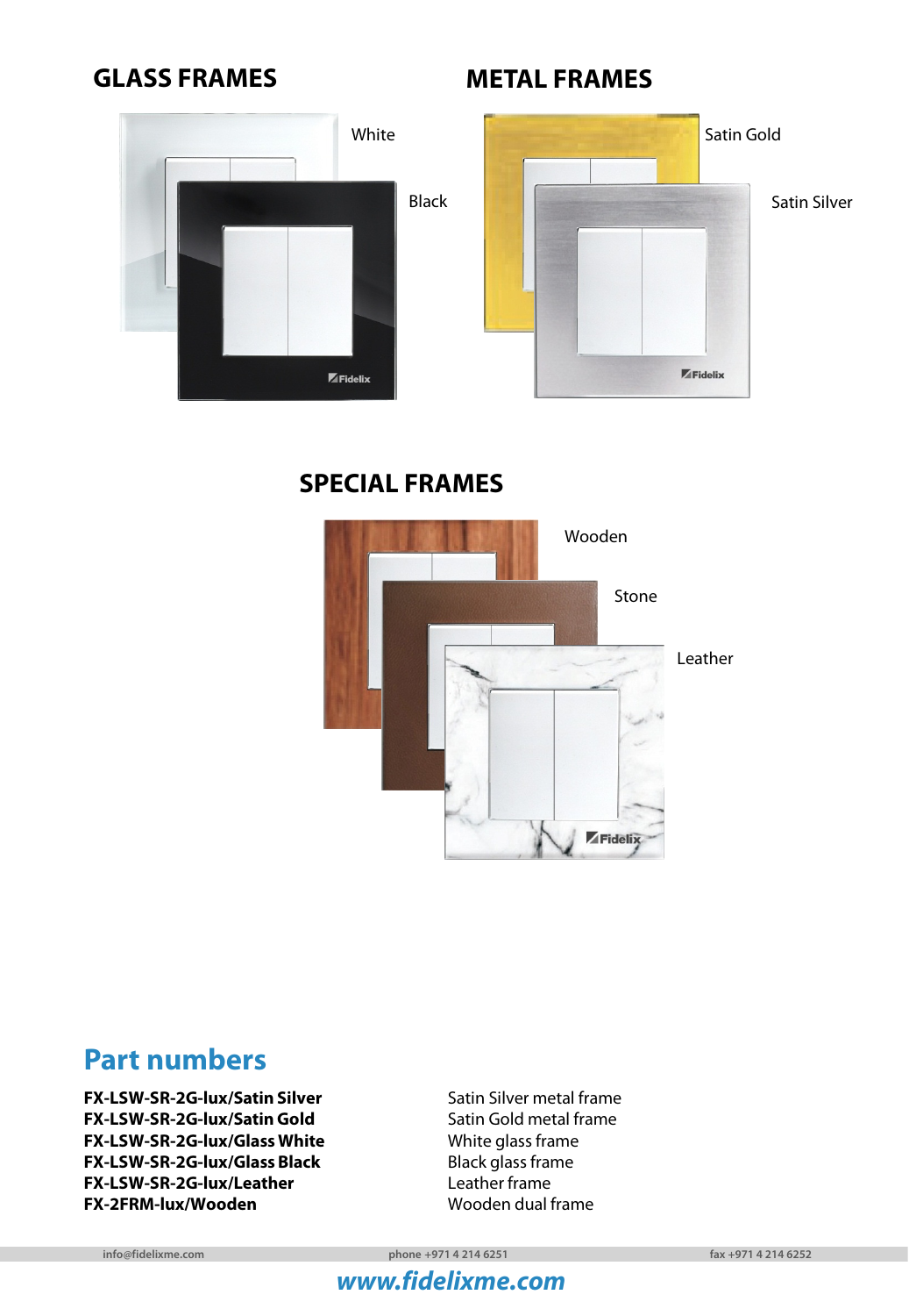## GLASS FRAMES

White

Black

## METAL FRAMES

Satin Gold

Satin Silver

## SPECIAL FRAMES

Wooden

Stone

Leather

## Part numbers

| | |
|---|---|
| **FX-LSW-SR-2G-lux/Satin Silver** | Satin Silver metal frame |
| **FX-LSW-SR-2G-lux/Satin Gold** | Satin Gold metal frame |
| **FX-LSW-SR-2G-lux/Glass White** | White glass frame |
| **FX-LSW-SR-2G-lux/Glass Black** | Black glass frame |
| **FX-LSW-SR-2G-lux/Leather** | Leather frame |
| **FX-2FRM-lux/Wooden** | Wooden dual frame |

info@fidelixme.com phone +971 4 214 6251 fax +971 4 214 6252

***www.fidelixme.com***